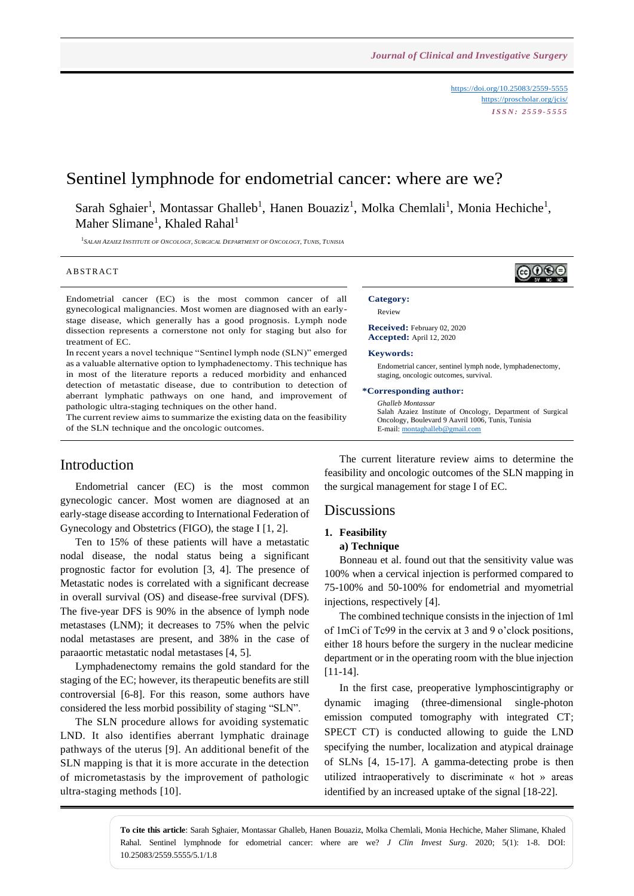https://doi.org/10.25083/2559-5555
https://proscholar.org/jcis/
*ISSN: 2559-5555*

# Sentinel lymphnode for endometrial cancer: where are we?

Sarah Sghaier[1], Montassar Ghalleb[1], Hanen Bouaziz[1], Molka Chemlali[1], Monia Hechiche[1], Maher Slimane[1], Khaled Rahal[1]

[1]Salah Azaiez Institute of Oncology, Surgical Department of Oncology, Tunis, Tunisia

## ABSTRACT

Endometrial cancer (EC) is the most common cancer of all gynecological malignancies. Most women are diagnosed with an early-stage disease, which generally has a good prognosis. Lymph node dissection represents a cornerstone not only for staging but also for treatment of EC.

In recent years a novel technique "Sentinel lymph node (SLN)" emerged as a valuable alternative option to lymphadenectomy. This technique has in most of the literature reports a reduced morbidity and enhanced detection of metastatic disease, due to contribution to detection of aberrant lymphatic pathways on one hand, and improvement of pathologic ultra-staging techniques on the other hand.

The current review aims to summarize the existing data on the feasibility of the SLN technique and the oncologic outcomes.

**Category:**
Review

**Received:** February 02, 2020
**Accepted:** April 12, 2020

**Keywords:**
Endometrial cancer, sentinel lymph node, lymphadenectomy, staging, oncologic outcomes, survival.

**\*Corresponding author:**
*Ghalleb Montassar*
Salah Azaiez Institute of Oncology, Department of Surgical Oncology, Boulevard 9 Aavril 1006, Tunis, Tunisia
E-mail: montaghalleb@gmail.com

## Introduction

Endometrial cancer (EC) is the most common gynecologic cancer. Most women are diagnosed at an early-stage disease according to International Federation of Gynecology and Obstetrics (FIGO), the stage I [1, 2].

Ten to 15% of these patients will have a metastatic nodal disease, the nodal status being a significant prognostic factor for evolution [3, 4]. The presence of Metastatic nodes is correlated with a significant decrease in overall survival (OS) and disease-free survival (DFS). The five-year DFS is 90% in the absence of lymph node metastases (LNM); it decreases to 75% when the pelvic nodal metastases are present, and 38% in the case of paraaortic metastatic nodal metastases [4, 5].

Lymphadenectomy remains the gold standard for the staging of the EC; however, its therapeutic benefits are still controversial [6-8]. For this reason, some authors have considered the less morbid possibility of staging "SLN".

The SLN procedure allows for avoiding systematic LND. It also identifies aberrant lymphatic drainage pathways of the uterus [9]. An additional benefit of the SLN mapping is that it is more accurate in the detection of micrometastasis by the improvement of pathologic ultra-staging methods [10].

The current literature review aims to determine the feasibility and oncologic outcomes of the SLN mapping in the surgical management for stage I of EC.

## Discussions

### 1. Feasibility

#### a) Technique

Bonneau et al. found out that the sensitivity value was 100% when a cervical injection is performed compared to 75-100% and 50-100% for endometrial and myometrial injections, respectively [4].

The combined technique consists in the injection of 1ml of 1mCi of Tc99 in the cervix at 3 and 9 o'clock positions, either 18 hours before the surgery in the nuclear medicine department or in the operating room with the blue injection [11-14].

In the first case, preoperative lymphoscintigraphy or dynamic imaging (three-dimensional single-photon emission computed tomography with integrated CT; SPECT CT) is conducted allowing to guide the LND specifying the number, localization and atypical drainage of SLNs [4, 15-17]. A gamma-detecting probe is then utilized intraoperatively to discriminate « hot » areas identified by an increased uptake of the signal [18-22].

**To cite this article**: Sarah Sghaier, Montassar Ghalleb, Hanen Bouaziz, Molka Chemlali, Monia Hechiche, Maher Slimane, Khaled Rahal. Sentinel lymphnode for edometrial cancer: where are we? *J Clin Invest Surg*. 2020; 5(1): 1-8. DOI: 10.25083/2559.5555/5.1/1.8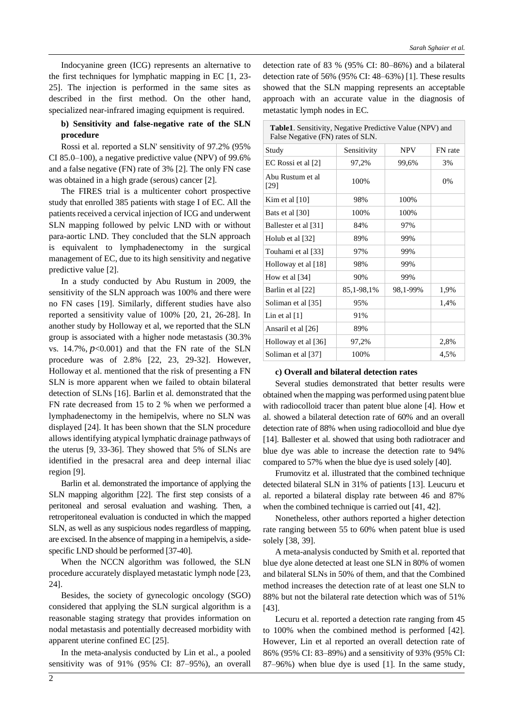Indocyanine green (ICG) represents an alternative to the first techniques for lymphatic mapping in EC [1, 23-25]. The injection is performed in the same sites as described in the first method. On the other hand, specialized near-infrared imaging equipment is required.

**b) Sensitivity and false-negative rate of the SLN procedure**

Rossi et al. reported a SLN' sensitivity of 97.2% (95% CI 85.0–100), a negative predictive value (NPV) of 99.6% and a false negative (FN) rate of 3% [2]. The only FN case was obtained in a high grade (serous) cancer [2].

The FIRES trial is a multicenter cohort prospective study that enrolled 385 patients with stage I of EC. All the patients received a cervical injection of ICG and underwent SLN mapping followed by pelvic LND with or without para-aortic LND. They concluded that the SLN approach is equivalent to lymphadenectomy in the surgical management of EC, due to its high sensitivity and negative predictive value [2].

In a study conducted by Abu Rustum in 2009, the sensitivity of the SLN approach was 100% and there were no FN cases [19]. Similarly, different studies have also reported a sensitivity value of 100% [20, 21, 26-28]. In another study by Holloway et al, we reported that the SLN group is associated with a higher node metastasis (30.3% vs. 14.7%, $p<0.001$) and that the FN rate of the SLN procedure was of 2.8% [22, 23, 29-32]. However, Holloway et al. mentioned that the risk of presenting a FN SLN is more apparent when we failed to obtain bilateral detection of SLNs [16]. Barlin et al. demonstrated that the FN rate decreased from 15 to 2 % when we performed a lymphadenectomy in the hemipelvis, where no SLN was displayed [24]. It has been shown that the SLN procedure allows identifying atypical lymphatic drainage pathways of the uterus [9, 33-36]. They showed that 5% of SLNs are identified in the presacral area and deep internal iliac region [9].

Barlin et al. demonstrated the importance of applying the SLN mapping algorithm [22]. The first step consists of a peritoneal and serosal evaluation and washing. Then, a retroperitoneal evaluation is conducted in which the mapped SLN, as well as any suspicious nodes regardless of mapping, are excised. In the absence of mapping in a hemipelvis, a side-specific LND should be performed [37-40].

When the NCCN algorithm was followed, the SLN procedure accurately displayed metastatic lymph node [23, 24].

Besides, the society of gynecologic oncology (SGO) considered that applying the SLN surgical algorithm is a reasonable staging strategy that provides information on nodal metastasis and potentially decreased morbidity with apparent uterine confined EC [25].

In the meta-analysis conducted by Lin et al., a pooled sensitivity was of 91% (95% CI: 87–95%), an overall detection rate of 83 % (95% CI: 80–86%) and a bilateral detection rate of 56% (95% CI: 48–63%) [1]. These results showed that the SLN mapping represents an acceptable approach with an accurate value in the diagnosis of metastatic lymph nodes in EC.

**Table1**. Sensitivity, Negative Predictive Value (NPV) and False Negative (FN) rates of SLN.

| Study | Sensitivity | NPV | FN rate |
|---|---|---|---|
| EC Rossi et al [2] | 97,2% | 99,6% | 3% |
| Abu Rustum et al [29] | 100% | | 0% |
| Kim et al [10] | 98% | 100% | |
| Bats et al [30] | 100% | 100% | |
| Ballester et al [31] | 84% | 97% | |
| Holub et al [32] | 89% | 99% | |
| Touhami et al [33] | 97% | 99% | |
| Holloway et al [18] | 98% | 99% | |
| How et al [34] | 90% | 99% | |
| Barlin et al [22] | 85,1-98,1% | 98,1-99% | 1,9% |
| Soliman et al [35] | 95% | | 1,4% |
| Lin et al [1] | 91% | | |
| Ansaril et al [26] | 89% | | |
| Holloway et al [36] | 97,2% | | 2,8% |
| Soliman et al [37] | 100% | | 4,5% |

**c) Overall and bilateral detection rates**

Several studies demonstrated that better results were obtained when the mapping was performed using patent blue with radiocolloid tracer than patent blue alone [4]. How et al. showed a bilateral detection rate of 60% and an overall detection rate of 88% when using radiocolloid and blue dye [14]. Ballester et al. showed that using both radiotracer and blue dye was able to increase the detection rate to 94% compared to 57% when the blue dye is used solely [40].

Frumovitz et al. illustrated that the combined technique detected bilateral SLN in 31% of patients [13]. Leucuru et al. reported a bilateral display rate between 46 and 87% when the combined technique is carried out [41, 42].

Nonetheless, other authors reported a higher detection rate ranging between 55 to 60% when patent blue is used solely [38, 39].

A meta-analysis conducted by Smith et al. reported that blue dye alone detected at least one SLN in 80% of women and bilateral SLNs in 50% of them, and that the Combined method increases the detection rate of at least one SLN to 88% but not the bilateral rate detection which was of 51% [43].

Lecuru et al. reported a detection rate ranging from 45 to 100% when the combined method is performed [42]. However, Lin et al reported an overall detection rate of 86% (95% CI: 83–89%) and a sensitivity of 93% (95% CI: 87–96%) when blue dye is used [1]. In the same study,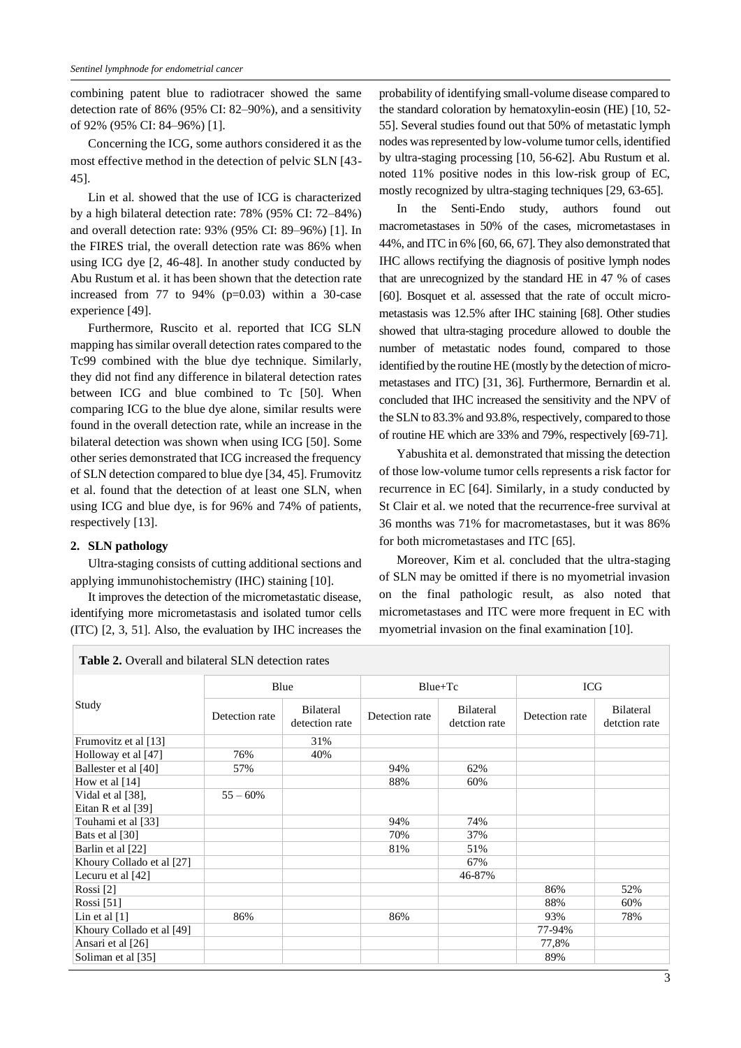combining patent blue to radiotracer showed the same detection rate of 86% (95% CI: 82–90%), and a sensitivity of 92% (95% CI: 84–96%) [1].

Concerning the ICG, some authors considered it as the most effective method in the detection of pelvic SLN [43-45].

Lin et al. showed that the use of ICG is characterized by a high bilateral detection rate: 78% (95% CI: 72–84%) and overall detection rate: 93% (95% CI: 89–96%) [1]. In the FIRES trial, the overall detection rate was 86% when using ICG dye [2, 46-48]. In another study conducted by Abu Rustum et al. it has been shown that the detection rate increased from 77 to 94% (p=0.03) within a 30-case experience [49].

Furthermore, Ruscito et al. reported that ICG SLN mapping has similar overall detection rates compared to the Tc99 combined with the blue dye technique. Similarly, they did not find any difference in bilateral detection rates between ICG and blue combined to Tc [50]. When comparing ICG to the blue dye alone, similar results were found in the overall detection rate, while an increase in the bilateral detection was shown when using ICG [50]. Some other series demonstrated that ICG increased the frequency of SLN detection compared to blue dye [34, 45]. Frumovitz et al. found that the detection of at least one SLN, when using ICG and blue dye, is for 96% and 74% of patients, respectively [13].

## 2. SLN pathology

Ultra-staging consists of cutting additional sections and applying immunohistochemistry (IHC) staining [10].

It improves the detection of the micrometastatic disease, identifying more micrometastasis and isolated tumor cells (ITC) [2, 3, 51]. Also, the evaluation by IHC increases the probability of identifying small-volume disease compared to the standard coloration by hematoxylin-eosin (HE) [10, 52-55]. Several studies found out that 50% of metastatic lymph nodes was represented by low-volume tumor cells, identified by ultra-staging processing [10, 56-62]. Abu Rustum et al. noted 11% positive nodes in this low-risk group of EC, mostly recognized by ultra-staging techniques [29, 63-65].

In the Senti-Endo study, authors found out macrometastases in 50% of the cases, micrometastases in 44%, and ITC in 6% [60, 66, 67]. They also demonstrated that IHC allows rectifying the diagnosis of positive lymph nodes that are unrecognized by the standard HE in 47 % of cases [60]. Bosquet et al. assessed that the rate of occult micro-metastasis was 12.5% after IHC staining [68]. Other studies showed that ultra-staging procedure allowed to double the number of metastatic nodes found, compared to those identified by the routine HE (mostly by the detection of micro-metastases and ITC) [31, 36]. Furthermore, Bernardin et al. concluded that IHC increased the sensitivity and the NPV of the SLN to 83.3% and 93.8%, respectively, compared to those of routine HE which are 33% and 79%, respectively [69-71].

Yabushita et al. demonstrated that missing the detection of those low-volume tumor cells represents a risk factor for recurrence in EC [64]. Similarly, in a study conducted by St Clair et al. we noted that the recurrence-free survival at 36 months was 71% for macrometastases, but it was 86% for both micrometastases and ITC [65].

Moreover, Kim et al. concluded that the ultra-staging of SLN may be omitted if there is no myometrial invasion on the final pathologic result, as also noted that micrometastases and ITC were more frequent in EC with myometrial invasion on the final examination [10].

**Table 2.** Overall and bilateral SLN detection rates

| Study | Blue | | Blue+Tc | | ICG | |
|---|---|---|---|---|---|---|
| | Detection rate | Bilateral detection rate | Detection rate | Bilateral detction rate | Detection rate | Bilateral detction rate |
| Frumovitz et al [13] | | 31% | | | | |
| Holloway et al [47] | 76% | 40% | | | | |
| Ballester et al [40] | 57% | | 94% | 62% | | |
| How et al [14] | | | 88% | 60% | | |
| Vidal et al [38], Eitan R et al [39] | 55 – 60% | | | | | |
| Touhami et al [33] | | | 94% | 74% | | |
| Bats et al [30] | | | 70% | 37% | | |
| Barlin et al [22] | | | 81% | 51% | | |
| Khoury Collado et al [27] | | | | 67% | | |
| Lecuru et al [42] | | | | 46-87% | | |
| Rossi [2] | | | | | 86% | 52% |
| Rossi [51] | | | | | 88% | 60% |
| Lin et al [1] | 86% | | 86% | | 93% | 78% |
| Khoury Collado et al [49] | | | | | 77-94% | |
| Ansari et al [26] | | | | | 77,8% | |
| Soliman et al [35] | | | | | 89% | |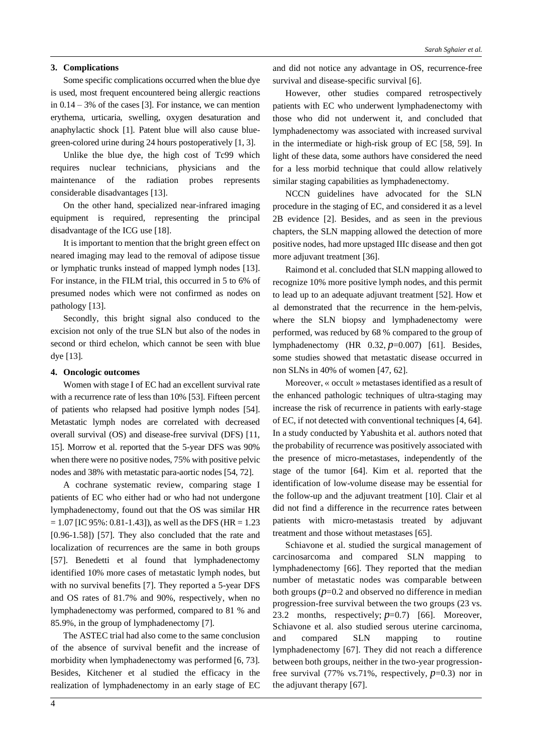## 3. Complications

Some specific complications occurred when the blue dye is used, most frequent encountered being allergic reactions in 0.14 – 3% of the cases [3]. For instance, we can mention erythema, urticaria, swelling, oxygen desaturation and anaphylactic shock [1]. Patent blue will also cause blue-green-colored urine during 24 hours postoperatively [1, 3].

Unlike the blue dye, the high cost of Tc99 which requires nuclear technicians, physicians and the maintenance of the radiation probes represents considerable disadvantages [13].

On the other hand, specialized near-infrared imaging equipment is required, representing the principal disadvantage of the ICG use [18].

It is important to mention that the bright green effect on neared imaging may lead to the removal of adipose tissue or lymphatic trunks instead of mapped lymph nodes [13]. For instance, in the FILM trial, this occurred in 5 to 6% of presumed nodes which were not confirmed as nodes on pathology [13].

Secondly, this bright signal also conduced to the excision not only of the true SLN but also of the nodes in second or third echelon, which cannot be seen with blue dye [13].

## 4. Oncologic outcomes

Women with stage I of EC had an excellent survival rate with a recurrence rate of less than 10% [53]. Fifteen percent of patients who relapsed had positive lymph nodes [54]. Metastatic lymph nodes are correlated with decreased overall survival (OS) and disease-free survival (DFS) [11, 15]. Morrow et al. reported that the 5-year DFS was 90% when there were no positive nodes, 75% with positive pelvic nodes and 38% with metastatic para-aortic nodes [54, 72].

A cochrane systematic review, comparing stage I patients of EC who either had or who had not undergone lymphadenectomy, found out that the OS was similar HR = 1.07 [IC 95%: 0.81-1.43]), as well as the DFS (HR = 1.23 [0.96-1.58]) [57]. They also concluded that the rate and localization of recurrences are the same in both groups [57]. Benedetti et al found that lymphadenectomy identified 10% more cases of metastatic lymph nodes, but with no survival benefits [7]. They reported a 5-year DFS and OS rates of 81.7% and 90%, respectively, when no lymphadenectomy was performed, compared to 81 % and 85.9%, in the group of lymphadenectomy [7].

The ASTEC trial had also come to the same conclusion of the absence of survival benefit and the increase of morbidity when lymphadenectomy was performed [6, 73]. Besides, Kitchener et al studied the efficacy in the realization of lymphadenectomy in an early stage of EC and did not notice any advantage in OS, recurrence-free survival and disease-specific survival [6].

However, other studies compared retrospectively patients with EC who underwent lymphadenectomy with those who did not underwent it, and concluded that lymphadenectomy was associated with increased survival in the intermediate or high-risk group of EC [58, 59]. In light of these data, some authors have considered the need for a less morbid technique that could allow relatively similar staging capabilities as lymphadenectomy.

NCCN guidelines have advocated for the SLN procedure in the staging of EC, and considered it as a level 2B evidence [2]. Besides, and as seen in the previous chapters, the SLN mapping allowed the detection of more positive nodes, had more upstaged IIIc disease and then got more adjuvant treatment [36].

Raimond et al. concluded that SLN mapping allowed to recognize 10% more positive lymph nodes, and this permit to lead up to an adequate adjuvant treatment [52]. How et al demonstrated that the recurrence in the hem-pelvis, where the SLN biopsy and lymphadenectomy were performed, was reduced by 68 % compared to the group of lymphadenectomy (HR 0.32, $p$=0.007) [61]. Besides, some studies showed that metastatic disease occurred in non SLNs in 40% of women [47, 62].

Moreover, « occult » metastases identified as a result of the enhanced pathologic techniques of ultra-staging may increase the risk of recurrence in patients with early-stage of EC, if not detected with conventional techniques [4, 64]. In a study conducted by Yabushita et al. authors noted that the probability of recurrence was positively associated with the presence of micro-metastases, independently of the stage of the tumor [64]. Kim et al. reported that the identification of low-volume disease may be essential for the follow-up and the adjuvant treatment [10]. Clair et al did not find a difference in the recurrence rates between patients with micro-metastasis treated by adjuvant treatment and those without metastases [65].

Schiavone et al. studied the surgical management of carcinosarcoma and compared SLN mapping to lymphadenectomy [66]. They reported that the median number of metastatic nodes was comparable between both groups ($p$=0.2 and observed no difference in median progression-free survival between the two groups (23 vs. 23.2 months, respectively; $p$=0.7) [66]. Moreover, Schiavone et al. also studied serous uterine carcinoma, and compared SLN mapping to routine lymphadenectomy [67]. They did not reach a difference between both groups, neither in the two-year progression-free survival (77% vs.71%, respectively, $p$=0.3) nor in the adjuvant therapy [67].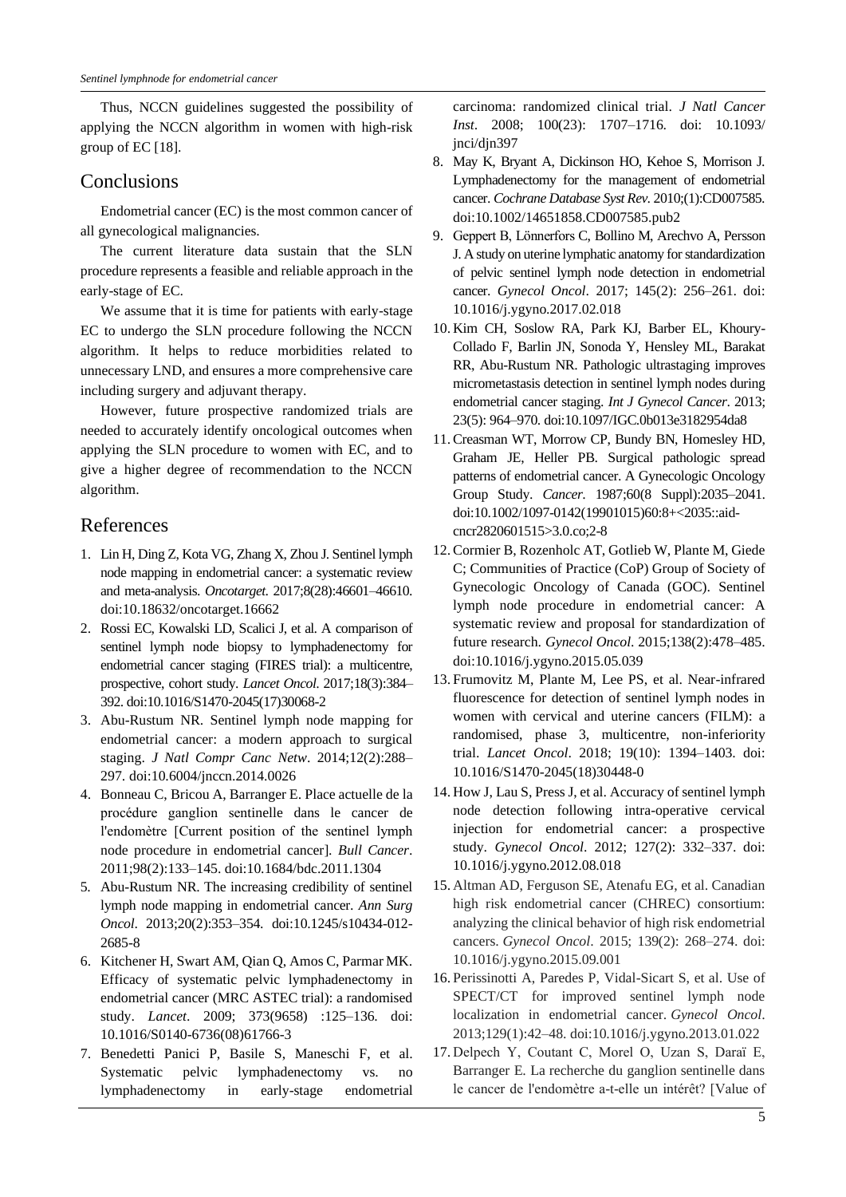Thus, NCCN guidelines suggested the possibility of applying the NCCN algorithm in women with high-risk group of EC [18].

## Conclusions

Endometrial cancer (EC) is the most common cancer of all gynecological malignancies.

The current literature data sustain that the SLN procedure represents a feasible and reliable approach in the early-stage of EC.

We assume that it is time for patients with early-stage EC to undergo the SLN procedure following the NCCN algorithm. It helps to reduce morbidities related to unnecessary LND, and ensures a more comprehensive care including surgery and adjuvant therapy.

However, future prospective randomized trials are needed to accurately identify oncological outcomes when applying the SLN procedure to women with EC, and to give a higher degree of recommendation to the NCCN algorithm.

## References

1. Lin H, Ding Z, Kota VG, Zhang X, Zhou J. Sentinel lymph node mapping in endometrial cancer: a systematic review and meta-analysis. *Oncotarget.* 2017;8(28):46601–46610. doi:10.18632/oncotarget.16662
2. Rossi EC, Kowalski LD, Scalici J, et al. A comparison of sentinel lymph node biopsy to lymphadenectomy for endometrial cancer staging (FIRES trial): a multicentre, prospective, cohort study. *Lancet Oncol.* 2017;18(3):384–392. doi:10.1016/S1470-2045(17)30068-2
3. Abu-Rustum NR. Sentinel lymph node mapping for endometrial cancer: a modern approach to surgical staging. *J Natl Compr Canc Netw*. 2014;12(2):288–297. doi:10.6004/jnccn.2014.0026
4. Bonneau C, Bricou A, Barranger E. Place actuelle de la procédure ganglion sentinelle dans le cancer de l'endomètre [Current position of the sentinel lymph node procedure in endometrial cancer]. *Bull Cancer*. 2011;98(2):133–145. doi:10.1684/bdc.2011.1304
5. Abu-Rustum NR. The increasing credibility of sentinel lymph node mapping in endometrial cancer. *Ann Surg Oncol*. 2013;20(2):353–354. doi:10.1245/s10434-012-2685-8
6. Kitchener H, Swart AM, Qian Q, Amos C, Parmar MK. Efficacy of systematic pelvic lymphadenectomy in endometrial cancer (MRC ASTEC trial): a randomised study. *Lancet*. 2009; 373(9658) :125–136. doi: 10.1016/S0140-6736(08)61766-3
7. Benedetti Panici P, Basile S, Maneschi F, et al. Systematic pelvic lymphadenectomy vs. no lymphadenectomy in early-stage endometrial carcinoma: randomized clinical trial. *J Natl Cancer Inst*. 2008; 100(23): 1707–1716. doi: 10.1093/jnci/djn397
8. May K, Bryant A, Dickinson HO, Kehoe S, Morrison J. Lymphadenectomy for the management of endometrial cancer. *Cochrane Database Syst Rev.* 2010;(1):CD007585. doi:10.1002/14651858.CD007585.pub2
9. Geppert B, Lönnerfors C, Bollino M, Arechvo A, Persson J. A study on uterine lymphatic anatomy for standardization of pelvic sentinel lymph node detection in endometrial cancer. *Gynecol Oncol*. 2017; 145(2): 256–261. doi: 10.1016/j.ygyno.2017.02.018
10. Kim CH, Soslow RA, Park KJ, Barber EL, Khoury-Collado F, Barlin JN, Sonoda Y, Hensley ML, Barakat RR, Abu-Rustum NR. Pathologic ultrastaging improves micrometastasis detection in sentinel lymph nodes during endometrial cancer staging. *Int J Gynecol Cancer*. 2013; 23(5): 964–970. doi:10.1097/IGC.0b013e3182954da8
11. Creasman WT, Morrow CP, Bundy BN, Homesley HD, Graham JE, Heller PB. Surgical pathologic spread patterns of endometrial cancer. A Gynecologic Oncology Group Study. *Cancer.* 1987;60(8 Suppl):2035–2041. doi:10.1002/1097-0142(19901015)60:8+<2035::aid-cncr2820601515>3.0.co;2-8
12. Cormier B, Rozenholc AT, Gotlieb W, Plante M, Giede C; Communities of Practice (CoP) Group of Society of Gynecologic Oncology of Canada (GOC). Sentinel lymph node procedure in endometrial cancer: A systematic review and proposal for standardization of future research. *Gynecol Oncol*. 2015;138(2):478–485. doi:10.1016/j.ygyno.2015.05.039
13. Frumovitz M, Plante M, Lee PS, et al. Near-infrared fluorescence for detection of sentinel lymph nodes in women with cervical and uterine cancers (FILM): a randomised, phase 3, multicentre, non-inferiority trial. *Lancet Oncol*. 2018; 19(10): 1394–1403. doi: 10.1016/S1470-2045(18)30448-0
14. How J, Lau S, Press J, et al. Accuracy of sentinel lymph node detection following intra-operative cervical injection for endometrial cancer: a prospective study. *Gynecol Oncol*. 2012; 127(2): 332–337. doi: 10.1016/j.ygyno.2012.08.018
15. Altman AD, Ferguson SE, Atenafu EG, et al. Canadian high risk endometrial cancer (CHREC) consortium: analyzing the clinical behavior of high risk endometrial cancers. *Gynecol Oncol*. 2015; 139(2): 268–274. doi: 10.1016/j.ygyno.2015.09.001
16. Perissinotti A, Paredes P, Vidal-Sicart S, et al. Use of SPECT/CT for improved sentinel lymph node localization in endometrial cancer. *Gynecol Oncol*. 2013;129(1):42–48. doi:10.1016/j.ygyno.2013.01.022
17. Delpech Y, Coutant C, Morel O, Uzan S, Daraï E, Barranger E. La recherche du ganglion sentinelle dans le cancer de l'endomètre a-t-elle un intérêt? [Value of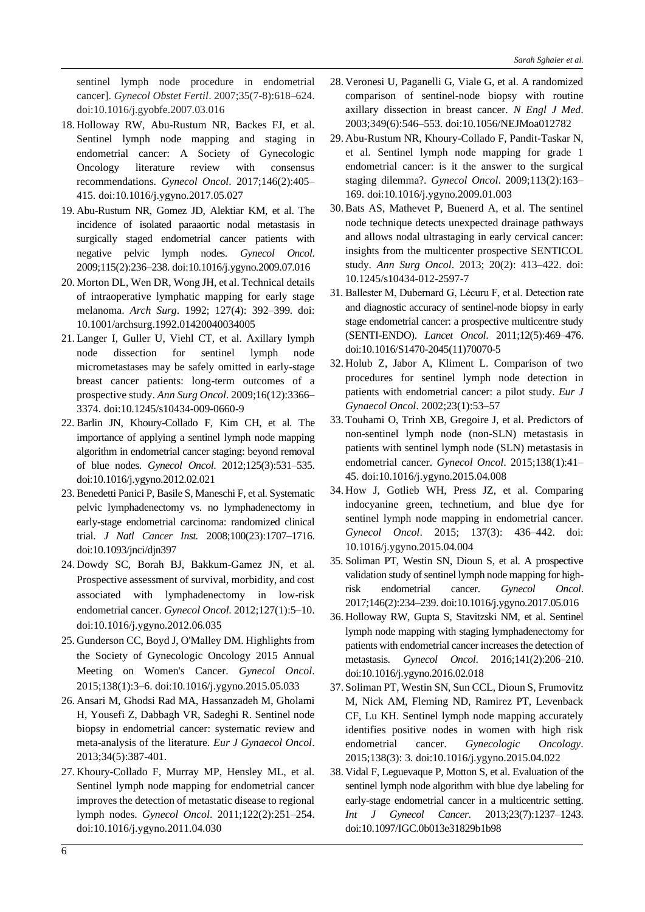sentinel lymph node procedure in endometrial cancer]. *Gynecol Obstet Fertil*. 2007;35(7-8):618–624. doi:10.1016/j.gyobfe.2007.03.016

18. Holloway RW, Abu-Rustum NR, Backes FJ, et al. Sentinel lymph node mapping and staging in endometrial cancer: A Society of Gynecologic Oncology literature review with consensus recommendations. *Gynecol Oncol*. 2017;146(2):405–415. doi:10.1016/j.ygyno.2017.05.027
19. Abu-Rustum NR, Gomez JD, Alektiar KM, et al. The incidence of isolated paraaortic nodal metastasis in surgically staged endometrial cancer patients with negative pelvic lymph nodes. *Gynecol Oncol*. 2009;115(2):236–238. doi:10.1016/j.ygyno.2009.07.016
20. Morton DL, Wen DR, Wong JH, et al. Technical details of intraoperative lymphatic mapping for early stage melanoma. *Arch Surg*. 1992; 127(4): 392–399. doi: 10.1001/archsurg.1992.01420040034005
21. Langer I, Guller U, Viehl CT, et al. Axillary lymph node dissection for sentinel lymph node micrometastases may be safely omitted in early-stage breast cancer patients: long-term outcomes of a prospective study. *Ann Surg Oncol*. 2009;16(12):3366–3374. doi:10.1245/s10434-009-0660-9
22. Barlin JN, Khoury-Collado F, Kim CH, et al. The importance of applying a sentinel lymph node mapping algorithm in endometrial cancer staging: beyond removal of blue nodes. *Gynecol Oncol*. 2012;125(3):531–535. doi:10.1016/j.ygyno.2012.02.021
23. Benedetti Panici P, Basile S, Maneschi F, et al. Systematic pelvic lymphadenectomy vs. no lymphadenectomy in early-stage endometrial carcinoma: randomized clinical trial. *J Natl Cancer Inst.* 2008;100(23):1707–1716. doi:10.1093/jnci/djn397
24. Dowdy SC, Borah BJ, Bakkum-Gamez JN, et al. Prospective assessment of survival, morbidity, and cost associated with lymphadenectomy in low-risk endometrial cancer. *Gynecol Oncol*. 2012;127(1):5–10. doi:10.1016/j.ygyno.2012.06.035
25. Gunderson CC, Boyd J, O'Malley DM. Highlights from the Society of Gynecologic Oncology 2015 Annual Meeting on Women's Cancer. *Gynecol Oncol*. 2015;138(1):3–6. doi:10.1016/j.ygyno.2015.05.033
26. Ansari M, Ghodsi Rad MA, Hassanzadeh M, Gholami H, Yousefi Z, Dabbagh VR, Sadeghi R. Sentinel node biopsy in endometrial cancer: systematic review and meta-analysis of the literature. *Eur J Gynaecol Oncol*. 2013;34(5):387-401.
27. Khoury-Collado F, Murray MP, Hensley ML, et al. Sentinel lymph node mapping for endometrial cancer improves the detection of metastatic disease to regional lymph nodes. *Gynecol Oncol*. 2011;122(2):251–254. doi:10.1016/j.ygyno.2011.04.030
28. Veronesi U, Paganelli G, Viale G, et al. A randomized comparison of sentinel-node biopsy with routine axillary dissection in breast cancer. *N Engl J Med*. 2003;349(6):546–553. doi:10.1056/NEJMoa012782
29. Abu-Rustum NR, Khoury-Collado F, Pandit-Taskar N, et al. Sentinel lymph node mapping for grade 1 endometrial cancer: is it the answer to the surgical staging dilemma?. *Gynecol Oncol*. 2009;113(2):163–169. doi:10.1016/j.ygyno.2009.01.003
30. Bats AS, Mathevet P, Buenerd A, et al. The sentinel node technique detects unexpected drainage pathways and allows nodal ultrastaging in early cervical cancer: insights from the multicenter prospective SENTICOL study. *Ann Surg Oncol*. 2013; 20(2): 413–422. doi: 10.1245/s10434-012-2597-7
31. Ballester M, Dubernard G, Lécuru F, et al. Detection rate and diagnostic accuracy of sentinel-node biopsy in early stage endometrial cancer: a prospective multicentre study (SENTI-ENDO). *Lancet Oncol*. 2011;12(5):469–476. doi:10.1016/S1470-2045(11)70070-5
32. Holub Z, Jabor A, Kliment L. Comparison of two procedures for sentinel lymph node detection in patients with endometrial cancer: a pilot study. *Eur J Gynaecol Oncol*. 2002;23(1):53–57
33. Touhami O, Trinh XB, Gregoire J, et al. Predictors of non-sentinel lymph node (non-SLN) metastasis in patients with sentinel lymph node (SLN) metastasis in endometrial cancer. *Gynecol Oncol*. 2015;138(1):41–45. doi:10.1016/j.ygyno.2015.04.008
34. How J, Gotlieb WH, Press JZ, et al. Comparing indocyanine green, technetium, and blue dye for sentinel lymph node mapping in endometrial cancer. *Gynecol Oncol*. 2015; 137(3): 436–442. doi: 10.1016/j.ygyno.2015.04.004
35. Soliman PT, Westin SN, Dioun S, et al. A prospective validation study of sentinel lymph node mapping for high-risk endometrial cancer. *Gynecol Oncol*. 2017;146(2):234–239. doi:10.1016/j.ygyno.2017.05.016
36. Holloway RW, Gupta S, Stavitzski NM, et al. Sentinel lymph node mapping with staging lymphadenectomy for patients with endometrial cancer increases the detection of metastasis. *Gynecol Oncol*. 2016;141(2):206–210. doi:10.1016/j.ygyno.2016.02.018
37. Soliman PT, Westin SN, Sun CCL, Dioun S, Frumovitz M, Nick AM, Fleming ND, Ramirez PT, Levenback CF, Lu KH. Sentinel lymph node mapping accurately identifies positive nodes in women with high risk endometrial cancer. *Gynecologic Oncology*. 2015;138(3): 3. doi:10.1016/j.ygyno.2015.04.022
38. Vidal F, Leguevaque P, Motton S, et al. Evaluation of the sentinel lymph node algorithm with blue dye labeling for early-stage endometrial cancer in a multicentric setting. *Int J Gynecol Cancer*. 2013;23(7):1237–1243. doi:10.1097/IGC.0b013e31829b1b98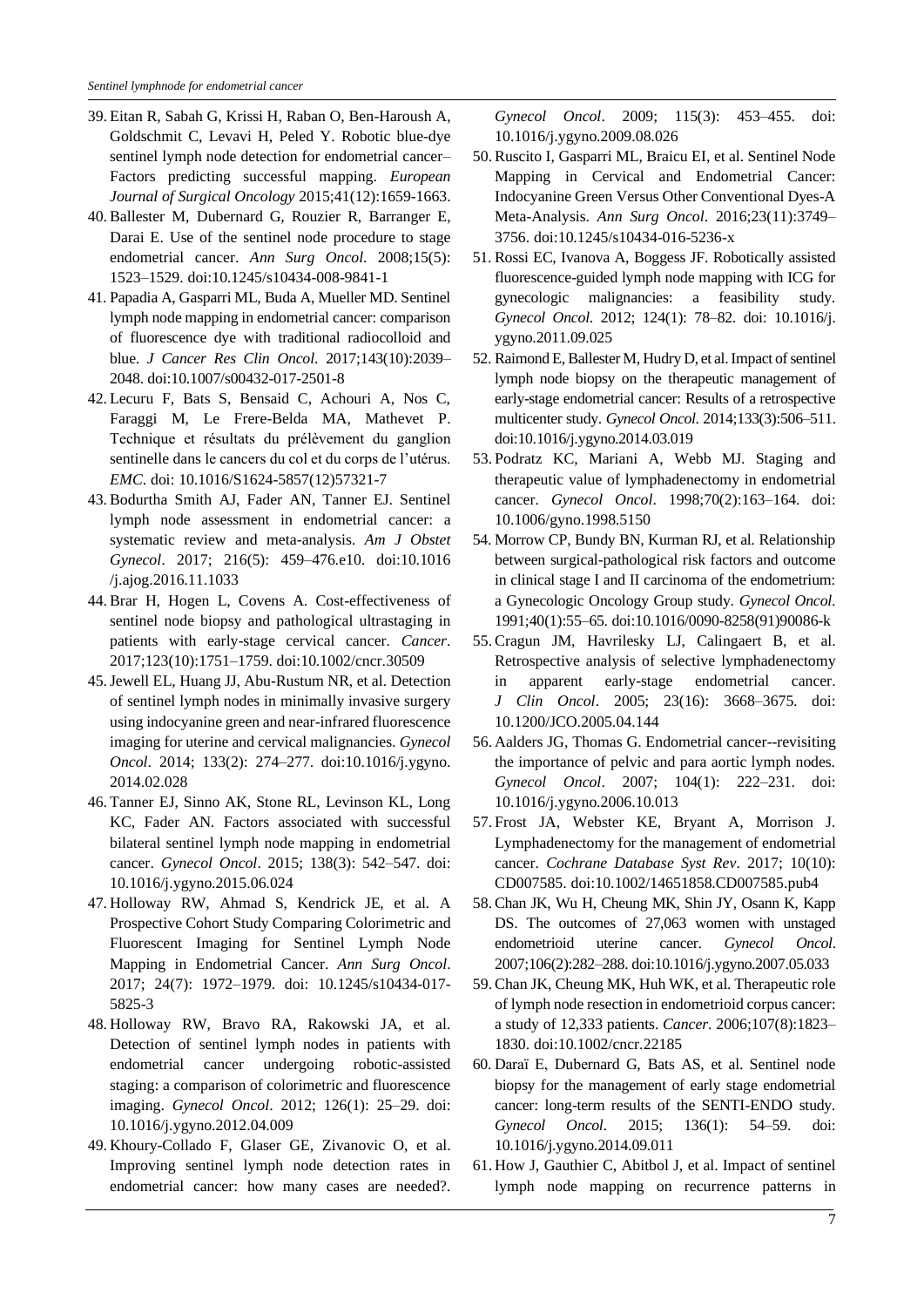39. Eitan R, Sabah G, Krissi H, Raban O, Ben-Haroush A, Goldschmit C, Levavi H, Peled Y. Robotic blue-dye sentinel lymph node detection for endometrial cancer–Factors predicting successful mapping. *European Journal of Surgical Oncology* 2015;41(12):1659-1663.
40. Ballester M, Dubernard G, Rouzier R, Barranger E, Darai E. Use of the sentinel node procedure to stage endometrial cancer. *Ann Surg Oncol*. 2008;15(5): 1523–1529. doi:10.1245/s10434-008-9841-1
41. Papadia A, Gasparri ML, Buda A, Mueller MD. Sentinel lymph node mapping in endometrial cancer: comparison of fluorescence dye with traditional radiocolloid and blue. *J Cancer Res Clin Oncol*. 2017;143(10):2039–2048. doi:10.1007/s00432-017-2501-8
42. Lecuru F, Bats S, Bensaid C, Achouri A, Nos C, Faraggi M, Le Frere-Belda MA, Mathevet P. Technique et résultats du prélèvement du ganglion sentinelle dans le cancers du col et du corps de l'utérus. *EMC*. doi: 10.1016/S1624-5857(12)57321-7
43. Bodurtha Smith AJ, Fader AN, Tanner EJ. Sentinel lymph node assessment in endometrial cancer: a systematic review and meta-analysis. *Am J Obstet Gynecol*. 2017; 216(5): 459–476.e10. doi:10.1016 /j.ajog.2016.11.1033
44. Brar H, Hogen L, Covens A. Cost-effectiveness of sentinel node biopsy and pathological ultrastaging in patients with early-stage cervical cancer. *Cancer*. 2017;123(10):1751–1759. doi:10.1002/cncr.30509
45. Jewell EL, Huang JJ, Abu-Rustum NR, et al. Detection of sentinel lymph nodes in minimally invasive surgery using indocyanine green and near-infrared fluorescence imaging for uterine and cervical malignancies. *Gynecol Oncol*. 2014; 133(2): 274–277. doi:10.1016/j.ygyno. 2014.02.028
46. Tanner EJ, Sinno AK, Stone RL, Levinson KL, Long KC, Fader AN. Factors associated with successful bilateral sentinel lymph node mapping in endometrial cancer. *Gynecol Oncol*. 2015; 138(3): 542–547. doi: 10.1016/j.ygyno.2015.06.024
47. Holloway RW, Ahmad S, Kendrick JE, et al. A Prospective Cohort Study Comparing Colorimetric and Fluorescent Imaging for Sentinel Lymph Node Mapping in Endometrial Cancer. *Ann Surg Oncol*. 2017; 24(7): 1972–1979. doi: 10.1245/s10434-017-5825-3
48. Holloway RW, Bravo RA, Rakowski JA, et al. Detection of sentinel lymph nodes in patients with endometrial cancer undergoing robotic-assisted staging: a comparison of colorimetric and fluorescence imaging. *Gynecol Oncol*. 2012; 126(1): 25–29. doi: 10.1016/j.ygyno.2012.04.009
49. Khoury-Collado F, Glaser GE, Zivanovic O, et al. Improving sentinel lymph node detection rates in endometrial cancer: how many cases are needed?. *Gynecol Oncol*. 2009; 115(3): 453–455. doi: 10.1016/j.ygyno.2009.08.026
50. Ruscito I, Gasparri ML, Braicu EI, et al. Sentinel Node Mapping in Cervical and Endometrial Cancer: Indocyanine Green Versus Other Conventional Dyes-A Meta-Analysis. *Ann Surg Oncol*. 2016;23(11):3749–3756. doi:10.1245/s10434-016-5236-x
51. Rossi EC, Ivanova A, Boggess JF. Robotically assisted fluorescence-guided lymph node mapping with ICG for gynecologic malignancies: a feasibility study. *Gynecol Oncol*. 2012; 124(1): 78–82. doi: 10.1016/j. ygyno.2011.09.025
52. Raimond E, Ballester M, Hudry D, et al. Impact of sentinel lymph node biopsy on the therapeutic management of early-stage endometrial cancer: Results of a retrospective multicenter study. *Gynecol Oncol*. 2014;133(3):506–511. doi:10.1016/j.ygyno.2014.03.019
53. Podratz KC, Mariani A, Webb MJ. Staging and therapeutic value of lymphadenectomy in endometrial cancer. *Gynecol Oncol*. 1998;70(2):163–164. doi: 10.1006/gyno.1998.5150
54. Morrow CP, Bundy BN, Kurman RJ, et al. Relationship between surgical-pathological risk factors and outcome in clinical stage I and II carcinoma of the endometrium: a Gynecologic Oncology Group study. *Gynecol Oncol*. 1991;40(1):55–65. doi:10.1016/0090-8258(91)90086-k
55. Cragun JM, Havrilesky LJ, Calingaert B, et al. Retrospective analysis of selective lymphadenectomy in apparent early-stage endometrial cancer. *J Clin Oncol*. 2005; 23(16): 3668–3675. doi: 10.1200/JCO.2005.04.144
56. Aalders JG, Thomas G. Endometrial cancer--revisiting the importance of pelvic and para aortic lymph nodes. *Gynecol Oncol*. 2007; 104(1): 222–231. doi: 10.1016/j.ygyno.2006.10.013
57. Frost JA, Webster KE, Bryant A, Morrison J. Lymphadenectomy for the management of endometrial cancer. *Cochrane Database Syst Rev*. 2017; 10(10): CD007585. doi:10.1002/14651858.CD007585.pub4
58. Chan JK, Wu H, Cheung MK, Shin JY, Osann K, Kapp DS. The outcomes of 27,063 women with unstaged endometrioid uterine cancer. *Gynecol Oncol*. 2007;106(2):282–288. doi:10.1016/j.ygyno.2007.05.033
59. Chan JK, Cheung MK, Huh WK, et al. Therapeutic role of lymph node resection in endometrioid corpus cancer: a study of 12,333 patients. *Cancer*. 2006;107(8):1823–1830. doi:10.1002/cncr.22185
60. Daraï E, Dubernard G, Bats AS, et al. Sentinel node biopsy for the management of early stage endometrial cancer: long-term results of the SENTI-ENDO study. *Gynecol Oncol*. 2015; 136(1): 54–59. doi: 10.1016/j.ygyno.2014.09.011
61. How J, Gauthier C, Abitbol J, et al. Impact of sentinel lymph node mapping on recurrence patterns in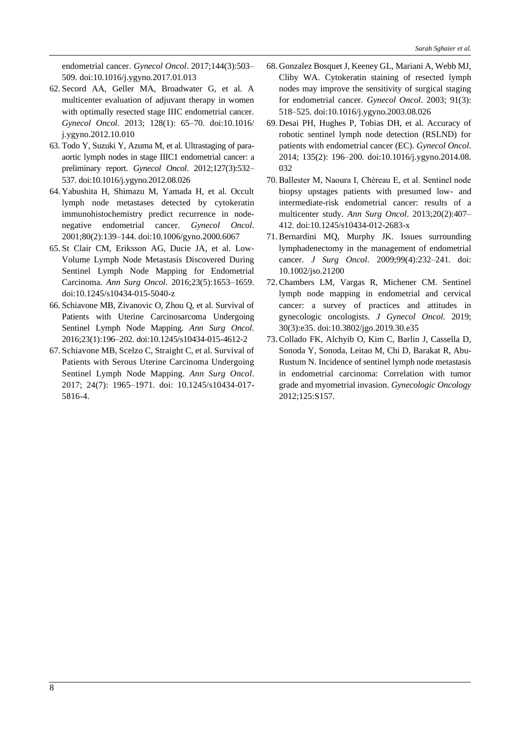endometrial cancer. *Gynecol Oncol*. 2017;144(3):503–509. doi:10.1016/j.ygyno.2017.01.013

62. Secord AA, Geller MA, Broadwater G, et al. A multicenter evaluation of adjuvant therapy in women with optimally resected stage IIIC endometrial cancer. *Gynecol Oncol*. 2013; 128(1): 65–70. doi:10.1016/j.ygyno.2012.10.010
63. Todo Y, Suzuki Y, Azuma M, et al. Ultrastaging of para-aortic lymph nodes in stage IIIC1 endometrial cancer: a preliminary report. *Gynecol Oncol*. 2012;127(3):532–537. doi:10.1016/j.ygyno.2012.08.026
64. Yabushita H, Shimazu M, Yamada H, et al. Occult lymph node metastases detected by cytokeratin immunohistochemistry predict recurrence in node-negative endometrial cancer. *Gynecol Oncol*. 2001;80(2):139–144. doi:10.1006/gyno.2000.6067
65. St Clair CM, Eriksson AG, Ducie JA, et al. Low-Volume Lymph Node Metastasis Discovered During Sentinel Lymph Node Mapping for Endometrial Carcinoma. *Ann Surg Oncol*. 2016;23(5):1653–1659. doi:10.1245/s10434-015-5040-z
66. Schiavone MB, Zivanovic O, Zhou Q, et al. Survival of Patients with Uterine Carcinosarcoma Undergoing Sentinel Lymph Node Mapping. *Ann Surg Oncol*. 2016;23(1):196–202. doi:10.1245/s10434-015-4612-2
67. Schiavone MB, Scelzo C, Straight C, et al. Survival of Patients with Serous Uterine Carcinoma Undergoing Sentinel Lymph Node Mapping. *Ann Surg Oncol*. 2017; 24(7): 1965–1971. doi: 10.1245/s10434-017-5816-4.
68. Gonzalez Bosquet J, Keeney GL, Mariani A, Webb MJ, Cliby WA. Cytokeratin staining of resected lymph nodes may improve the sensitivity of surgical staging for endometrial cancer. *Gynecol Oncol*. 2003; 91(3): 518–525. doi:10.1016/j.ygyno.2003.08.026
69. Desai PH, Hughes P, Tobias DH, et al. Accuracy of robotic sentinel lymph node detection (RSLND) for patients with endometrial cancer (EC). *Gynecol Oncol*. 2014; 135(2): 196–200. doi:10.1016/j.ygyno.2014.08.032
70. Ballester M, Naoura I, Chéreau E, et al. Sentinel node biopsy upstages patients with presumed low- and intermediate-risk endometrial cancer: results of a multicenter study. *Ann Surg Oncol*. 2013;20(2):407–412. doi:10.1245/s10434-012-2683-x
71. Bernardini MQ, Murphy JK. Issues surrounding lymphadenectomy in the management of endometrial cancer. *J Surg Oncol*. 2009;99(4):232–241. doi: 10.1002/jso.21200
72. Chambers LM, Vargas R, Michener CM. Sentinel lymph node mapping in endometrial and cervical cancer: a survey of practices and attitudes in gynecologic oncologists. *J Gynecol Oncol*. 2019; 30(3):e35. doi:10.3802/jgo.2019.30.e35
73. Collado FK, Alchyib O, Kim C, Barlin J, Cassella D, Sonoda Y, Sonoda, Leitao M, Chi D, Barakat R, Abu-Rustum N. Incidence of sentinel lymph node metastasis in endometrial carcinoma: Correlation with tumor grade and myometrial invasion. *Gynecologic Oncology* 2012;125:S157.